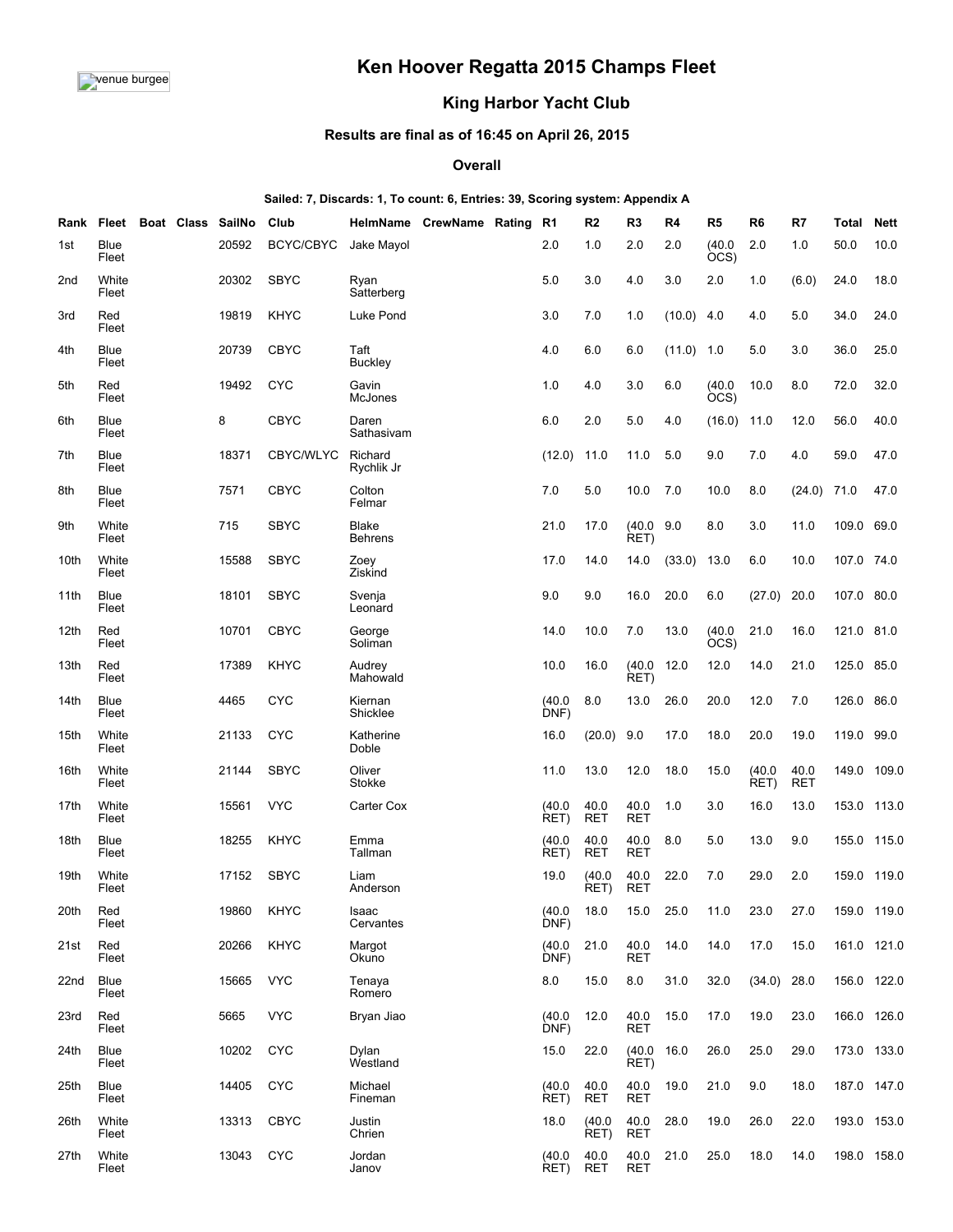# Ken Hoover Regatta 2015 Champs Fleet

## King Harbor Yacht Club

### Results are final as of 16:45 on April 26, 2015

#### Overall

**Sailed: 7, Discards: 1, To count: 6, Entries: 39, Scoring system: Appendix A**

| Rank | Fleet | Boat | Class | SailNo | Club | HelmName | CrewName | Rating | R1 | R2 | R3 | R4 | R5 | R6 | R7 | Total | Nett |
|---|---|---|---|---|---|---|---|---|---|---|---|---|---|---|---|---|---|
| 1st | Blue Fleet | | | 20592 | BCYC/CBYC | Jake Mayol | | | 2.0 | 1.0 | 2.0 | 2.0 | (40.0 OCS) | 2.0 | 1.0 | 50.0 | 10.0 |
| 2nd | White Fleet | | | 20302 | SBYC | Ryan Satterberg | | | 5.0 | 3.0 | 4.0 | 3.0 | 2.0 | 1.0 | (6.0) | 24.0 | 18.0 |
| 3rd | Red Fleet | | | 19819 | KHYC | Luke Pond | | | 3.0 | 7.0 | 1.0 | (10.0) | 4.0 | 4.0 | 5.0 | 34.0 | 24.0 |
| 4th | Blue Fleet | | | 20739 | CBYC | Taft Buckley | | | 4.0 | 6.0 | 6.0 | (11.0) | 1.0 | 5.0 | 3.0 | 36.0 | 25.0 |
| 5th | Red Fleet | | | 19492 | CYC | Gavin McJones | | | 1.0 | 4.0 | 3.0 | 6.0 | (40.0 OCS) | 10.0 | 8.0 | 72.0 | 32.0 |
| 6th | Blue Fleet | | | 8 | CBYC | Daren Sathasivam | | | 6.0 | 2.0 | 5.0 | 4.0 | (16.0) | 11.0 | 12.0 | 56.0 | 40.0 |
| 7th | Blue Fleet | | | 18371 | CBYC/WLYC | Richard Rychlik Jr | | | (12.0) | 11.0 | 11.0 | 5.0 | 9.0 | 7.0 | 4.0 | 59.0 | 47.0 |
| 8th | Blue Fleet | | | 7571 | CBYC | Colton Felmar | | | 7.0 | 5.0 | 10.0 | 7.0 | 10.0 | 8.0 | (24.0) | 71.0 | 47.0 |
| 9th | White Fleet | | | 715 | SBYC | Blake Behrens | | | 21.0 | 17.0 | (40.0 RET) | 9.0 | 8.0 | 3.0 | 11.0 | 109.0 | 69.0 |
| 10th | White Fleet | | | 15588 | SBYC | Zoey Ziskind | | | 17.0 | 14.0 | 14.0 | (33.0) | 13.0 | 6.0 | 10.0 | 107.0 | 74.0 |
| 11th | Blue Fleet | | | 18101 | SBYC | Svenja Leonard | | | 9.0 | 9.0 | 16.0 | 20.0 | 6.0 | (27.0) | 20.0 | 107.0 | 80.0 |
| 12th | Red Fleet | | | 10701 | CBYC | George Soliman | | | 14.0 | 10.0 | 7.0 | 13.0 | (40.0 OCS) | 21.0 | 16.0 | 121.0 | 81.0 |
| 13th | Red Fleet | | | 17389 | KHYC | Audrey Mahowald | | | 10.0 | 16.0 | (40.0 RET) | 12.0 | 12.0 | 14.0 | 21.0 | 125.0 | 85.0 |
| 14th | Blue Fleet | | | 4465 | CYC | Kiernan Shicklee | | | (40.0 DNF) | 8.0 | 13.0 | 26.0 | 20.0 | 12.0 | 7.0 | 126.0 | 86.0 |
| 15th | White Fleet | | | 21133 | CYC | Katherine Doble | | | 16.0 | (20.0) | 9.0 | 17.0 | 18.0 | 20.0 | 19.0 | 119.0 | 99.0 |
| 16th | White Fleet | | | 21144 | SBYC | Oliver Stokke | | | 11.0 | 13.0 | 12.0 | 18.0 | 15.0 | (40.0 RET) | 40.0 RET | 149.0 | 109.0 |
| 17th | White Fleet | | | 15561 | VYC | Carter Cox | | | (40.0 RET) | 40.0 RET | 40.0 RET | 1.0 | 3.0 | 16.0 | 13.0 | 153.0 | 113.0 |
| 18th | Blue Fleet | | | 18255 | KHYC | Emma Tallman | | | (40.0 RET) | 40.0 RET | 40.0 RET | 8.0 | 5.0 | 13.0 | 9.0 | 155.0 | 115.0 |
| 19th | White Fleet | | | 17152 | SBYC | Liam Anderson | | | 19.0 | (40.0 RET) | 40.0 RET | 22.0 | 7.0 | 29.0 | 2.0 | 159.0 | 119.0 |
| 20th | Red Fleet | | | 19860 | KHYC | Isaac Cervantes | | | (40.0 DNF) | 18.0 | 15.0 | 25.0 | 11.0 | 23.0 | 27.0 | 159.0 | 119.0 |
| 21st | Red Fleet | | | 20266 | KHYC | Margot Okuno | | | (40.0 DNF) | 21.0 | 40.0 RET | 14.0 | 14.0 | 17.0 | 15.0 | 161.0 | 121.0 |
| 22nd | Blue Fleet | | | 15665 | VYC | Tenaya Romero | | | 8.0 | 15.0 | 8.0 | 31.0 | 32.0 | (34.0) | 28.0 | 156.0 | 122.0 |
| 23rd | Red Fleet | | | 5665 | VYC | Bryan Jiao | | | (40.0 DNF) | 12.0 | 40.0 RET | 15.0 | 17.0 | 19.0 | 23.0 | 166.0 | 126.0 |
| 24th | Blue Fleet | | | 10202 | CYC | Dylan Westland | | | 15.0 | 22.0 | (40.0 RET) | 16.0 | 26.0 | 25.0 | 29.0 | 173.0 | 133.0 |
| 25th | Blue Fleet | | | 14405 | CYC | Michael Fineman | | | (40.0 RET) | 40.0 RET | 40.0 RET | 19.0 | 21.0 | 9.0 | 18.0 | 187.0 | 147.0 |
| 26th | White Fleet | | | 13313 | CBYC | Justin Chrien | | | 18.0 | (40.0 RET) | 40.0 RET | 28.0 | 19.0 | 26.0 | 22.0 | 193.0 | 153.0 |
| 27th | White Fleet | | | 13043 | CYC | Jordan Janov | | | (40.0 RET) | 40.0 RET | 40.0 RET | 21.0 | 25.0 | 18.0 | 14.0 | 198.0 | 158.0 |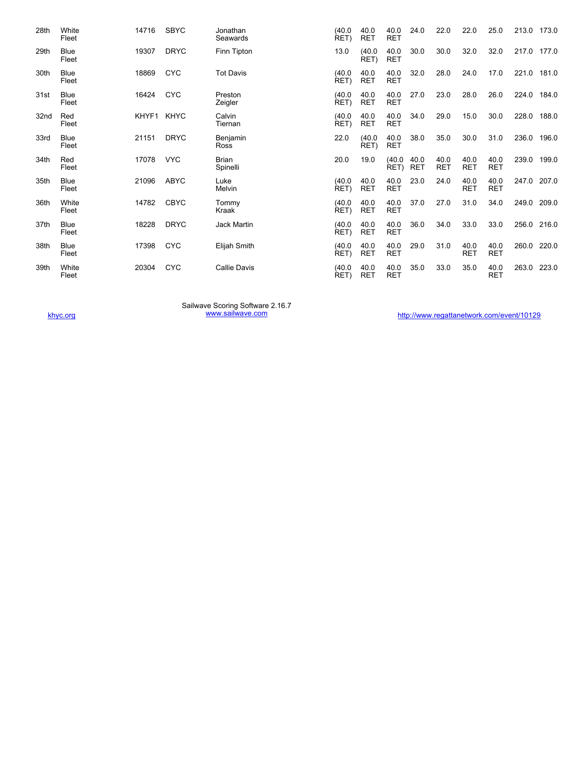| 28th | White Fleet | 14716 | SBYC | Jonathan Seawards | (40.0 RET) | 40.0 RET | 40.0 RET | 24.0 | 22.0 | 22.0 | 25.0 | 213.0 | 173.0 |
|---|---|---|---|---|---|---|---|---|---|---|---|---|---|
| 29th | Blue Fleet | 19307 | DRYC | Finn Tipton | 13.0 | (40.0 RET) | 40.0 RET | 30.0 | 30.0 | 32.0 | 32.0 | 217.0 | 177.0 |
| 30th | Blue Fleet | 18869 | CYC | Tot Davis | (40.0 RET) | 40.0 RET | 40.0 RET | 32.0 | 28.0 | 24.0 | 17.0 | 221.0 | 181.0 |
| 31st | Blue Fleet | 16424 | CYC | Preston Zeigler | (40.0 RET) | 40.0 RET | 40.0 RET | 27.0 | 23.0 | 28.0 | 26.0 | 224.0 | 184.0 |
| 32nd | Red Fleet | KHYF1 | KHYC | Calvin Tiernan | (40.0 RET) | 40.0 RET | 40.0 RET | 34.0 | 29.0 | 15.0 | 30.0 | 228.0 | 188.0 |
| 33rd | Blue Fleet | 21151 | DRYC | Benjamin Ross | 22.0 | (40.0 RET) | 40.0 RET | 38.0 | 35.0 | 30.0 | 31.0 | 236.0 | 196.0 |
| 34th | Red Fleet | 17078 | VYC | Brian Spinelli | 20.0 | 19.0 | (40.0 RET) | 40.0 RET | 40.0 RET | 40.0 RET | 40.0 RET | 239.0 | 199.0 |
| 35th | Blue Fleet | 21096 | ABYC | Luke Melvin | (40.0 RET) | 40.0 RET | 40.0 RET | 23.0 | 24.0 | 40.0 RET | 40.0 RET | 247.0 | 207.0 |
| 36th | White Fleet | 14782 | CBYC | Tommy Kraak | (40.0 RET) | 40.0 RET | 40.0 RET | 37.0 | 27.0 | 31.0 | 34.0 | 249.0 | 209.0 |
| 37th | Blue Fleet | 18228 | DRYC | Jack Martin | (40.0 RET) | 40.0 RET | 40.0 RET | 36.0 | 34.0 | 33.0 | 33.0 | 256.0 | 216.0 |
| 38th | Blue Fleet | 17398 | CYC | Elijah Smith | (40.0 RET) | 40.0 RET | 40.0 RET | 29.0 | 31.0 | 40.0 RET | 40.0 RET | 260.0 | 220.0 |
| 39th | White Fleet | 20304 | CYC | Callie Davis | (40.0 RET) | 40.0 RET | 40.0 RET | 35.0 | 33.0 | 35.0 | 40.0 RET | 263.0 | 223.0 |

khyc.org

Sailwave Scoring Software 2.16.7
www.sailwave.com

http://www.regattanetwork.com/event/10129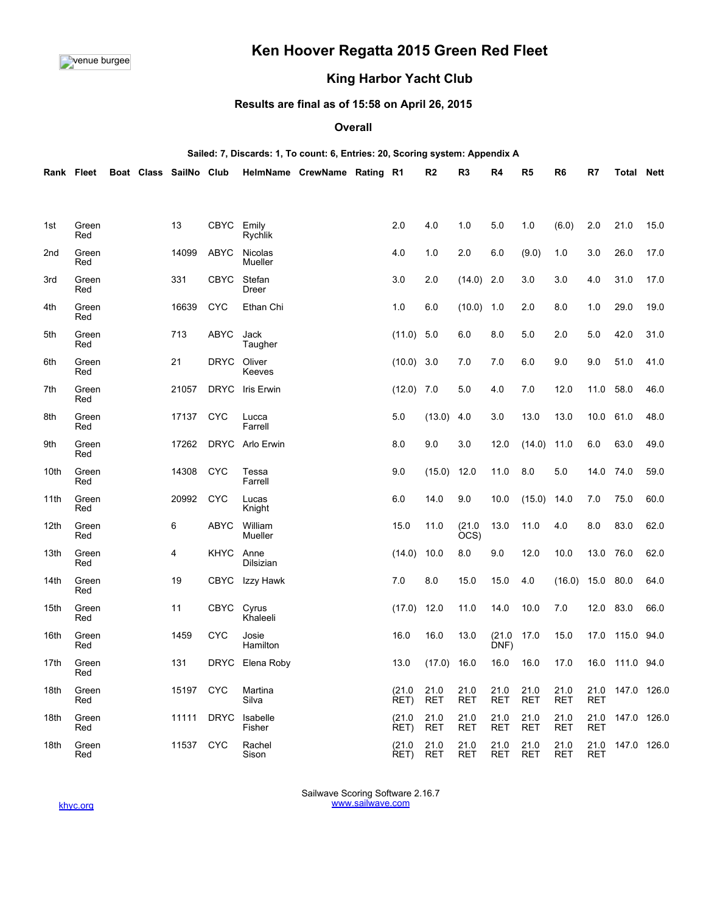# Ken Hoover Regatta 2015 Green Red Fleet

## King Harbor Yacht Club

### Results are final as of 15:58 on April 26, 2015

### Overall

**Sailed: 7, Discards: 1, To count: 6, Entries: 20, Scoring system: Appendix A**

| Rank | Fleet | Boat | Class | SailNo | Club | HelmName | CrewName | Rating | R1 | R2 | R3 | R4 | R5 | R6 | R7 | Total | Nett |
|---|---|---|---|---|---|---|---|---|---|---|---|---|---|---|---|---|---|
| 1st | Green Red | | | 13 | CBYC | Emily Rychlik | | | 2.0 | 4.0 | 1.0 | 5.0 | 1.0 | (6.0) | 2.0 | 21.0 | 15.0 |
| 2nd | Green Red | | | 14099 | ABYC | Nicolas Mueller | | | 4.0 | 1.0 | 2.0 | 6.0 | (9.0) | 1.0 | 3.0 | 26.0 | 17.0 |
| 3rd | Green Red | | | 331 | CBYC | Stefan Dreer | | | 3.0 | 2.0 | (14.0) | 2.0 | 3.0 | 3.0 | 4.0 | 31.0 | 17.0 |
| 4th | Green Red | | | 16639 | CYC | Ethan Chi | | | 1.0 | 6.0 | (10.0) | 1.0 | 2.0 | 8.0 | 1.0 | 29.0 | 19.0 |
| 5th | Green Red | | | 713 | ABYC | Jack Taugher | | | (11.0) | 5.0 | 6.0 | 8.0 | 5.0 | 2.0 | 5.0 | 42.0 | 31.0 |
| 6th | Green Red | | | 21 | DRYC | Oliver Keeves | | | (10.0) | 3.0 | 7.0 | 7.0 | 6.0 | 9.0 | 9.0 | 51.0 | 41.0 |
| 7th | Green Red | | | 21057 | DRYC | Iris Erwin | | | (12.0) | 7.0 | 5.0 | 4.0 | 7.0 | 12.0 | 11.0 | 58.0 | 46.0 |
| 8th | Green Red | | | 17137 | CYC | Lucca Farrell | | | 5.0 | (13.0) | 4.0 | 3.0 | 13.0 | 13.0 | 10.0 | 61.0 | 48.0 |
| 9th | Green Red | | | 17262 | DRYC | Arlo Erwin | | | 8.0 | 9.0 | 3.0 | 12.0 | (14.0) | 11.0 | 6.0 | 63.0 | 49.0 |
| 10th | Green Red | | | 14308 | CYC | Tessa Farrell | | | 9.0 | (15.0) | 12.0 | 11.0 | 8.0 | 5.0 | 14.0 | 74.0 | 59.0 |
| 11th | Green Red | | | 20992 | CYC | Lucas Knight | | | 6.0 | 14.0 | 9.0 | 10.0 | (15.0) | 14.0 | 7.0 | 75.0 | 60.0 |
| 12th | Green Red | | | 6 | ABYC | William Mueller | | | 15.0 | 11.0 | (21.0 OCS) | 13.0 | 11.0 | 4.0 | 8.0 | 83.0 | 62.0 |
| 13th | Green Red | | | 4 | KHYC | Anne Dilsizian | | | (14.0) | 10.0 | 8.0 | 9.0 | 12.0 | 10.0 | 13.0 | 76.0 | 62.0 |
| 14th | Green Red | | | 19 | CBYC | Izzy Hawk | | | 7.0 | 8.0 | 15.0 | 15.0 | 4.0 | (16.0) | 15.0 | 80.0 | 64.0 |
| 15th | Green Red | | | 11 | CBYC | Cyrus Khaleeli | | | (17.0) | 12.0 | 11.0 | 14.0 | 10.0 | 7.0 | 12.0 | 83.0 | 66.0 |
| 16th | Green Red | | | 1459 | CYC | Josie Hamilton | | | 16.0 | 16.0 | 13.0 | (21.0 DNF) | 17.0 | 15.0 | 17.0 | 115.0 | 94.0 |
| 17th | Green Red | | | 131 | DRYC | Elena Roby | | | 13.0 | (17.0) | 16.0 | 16.0 | 16.0 | 17.0 | 16.0 | 111.0 | 94.0 |
| 18th | Green Red | | | 15197 | CYC | Martina Silva | | | (21.0 RET) | 21.0 RET | 21.0 RET | 21.0 RET | 21.0 RET | 21.0 RET | 21.0 RET | 147.0 | 126.0 |
| 18th | Green Red | | | 11111 | DRYC | Isabelle Fisher | | | (21.0 RET) | 21.0 RET | 21.0 RET | 21.0 RET | 21.0 RET | 21.0 RET | 21.0 RET | 147.0 | 126.0 |
| 18th | Green Red | | | 11537 | CYC | Rachel Sison | | | (21.0 RET) | 21.0 RET | 21.0 RET | 21.0 RET | 21.0 RET | 21.0 RET | 21.0 RET | 147.0 | 126.0 |

khyc.org

Sailwave Scoring Software 2.16.7
www.sailwave.com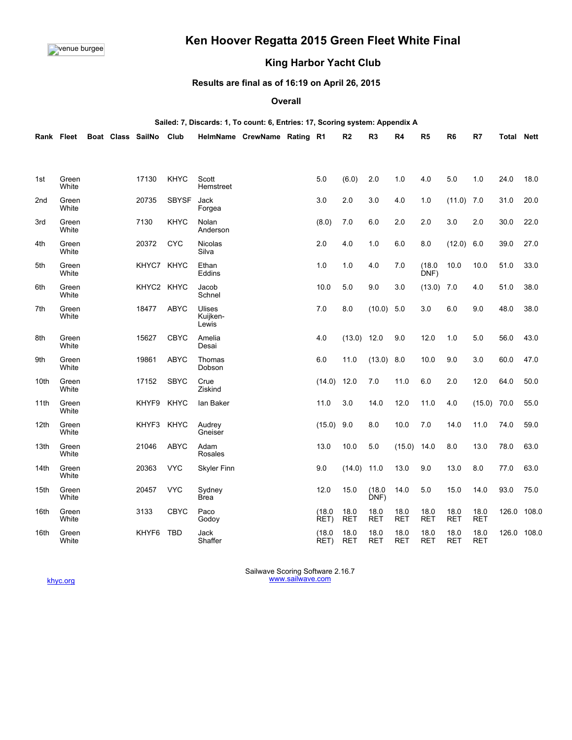# Ken Hoover Regatta 2015 Green Fleet White Final

## King Harbor Yacht Club

### Results are final as of 16:19 on April 26, 2015

### Overall

**Sailed: 7, Discards: 1, To count: 6, Entries: 17, Scoring system: Appendix A**

| Rank | Fleet | Boat | Class | SailNo | Club | HelmName | CrewName | Rating | R1 | R2 | R3 | R4 | R5 | R6 | R7 | Total | Nett |
|---|---|---|---|---|---|---|---|---|---|---|---|---|---|---|---|---|---|
| 1st | Green White | | | 17130 | KHYC | Scott Hemstreet | | | 5.0 | (6.0) | 2.0 | 1.0 | 4.0 | 5.0 | 1.0 | 24.0 | 18.0 |
| 2nd | Green White | | | 20735 | SBYSF | Jack Forgea | | | 3.0 | 2.0 | 3.0 | 4.0 | 1.0 | (11.0) | 7.0 | 31.0 | 20.0 |
| 3rd | Green White | | | 7130 | KHYC | Nolan Anderson | | | (8.0) | 7.0 | 6.0 | 2.0 | 2.0 | 3.0 | 2.0 | 30.0 | 22.0 |
| 4th | Green White | | | 20372 | CYC | Nicolas Silva | | | 2.0 | 4.0 | 1.0 | 6.0 | 8.0 | (12.0) | 6.0 | 39.0 | 27.0 |
| 5th | Green White | | | KHYC7 | KHYC | Ethan Eddins | | | 1.0 | 1.0 | 4.0 | 7.0 | (18.0 DNF) | 10.0 | 10.0 | 51.0 | 33.0 |
| 6th | Green White | | | KHYC2 | KHYC | Jacob Schnel | | | 10.0 | 5.0 | 9.0 | 3.0 | (13.0) | 7.0 | 4.0 | 51.0 | 38.0 |
| 7th | Green White | | | 18477 | ABYC | Ulises Kuijken-Lewis | | | 7.0 | 8.0 | (10.0) | 5.0 | 3.0 | 6.0 | 9.0 | 48.0 | 38.0 |
| 8th | Green White | | | 15627 | CBYC | Amelia Desai | | | 4.0 | (13.0) | 12.0 | 9.0 | 12.0 | 1.0 | 5.0 | 56.0 | 43.0 |
| 9th | Green White | | | 19861 | ABYC | Thomas Dobson | | | 6.0 | 11.0 | (13.0) | 8.0 | 10.0 | 9.0 | 3.0 | 60.0 | 47.0 |
| 10th | Green White | | | 17152 | SBYC | Crue Ziskind | | | (14.0) | 12.0 | 7.0 | 11.0 | 6.0 | 2.0 | 12.0 | 64.0 | 50.0 |
| 11th | Green White | | | KHYF9 | KHYC | Ian Baker | | | 11.0 | 3.0 | 14.0 | 12.0 | 11.0 | 4.0 | (15.0) | 70.0 | 55.0 |
| 12th | Green White | | | KHYF3 | KHYC | Audrey Gneiser | | | (15.0) | 9.0 | 8.0 | 10.0 | 7.0 | 14.0 | 11.0 | 74.0 | 59.0 |
| 13th | Green White | | | 21046 | ABYC | Adam Rosales | | | 13.0 | 10.0 | 5.0 | (15.0) | 14.0 | 8.0 | 13.0 | 78.0 | 63.0 |
| 14th | Green White | | | 20363 | VYC | Skyler Finn | | | 9.0 | (14.0) | 11.0 | 13.0 | 9.0 | 13.0 | 8.0 | 77.0 | 63.0 |
| 15th | Green White | | | 20457 | VYC | Sydney Brea | | | 12.0 | 15.0 | (18.0 DNF) | 14.0 | 5.0 | 15.0 | 14.0 | 93.0 | 75.0 |
| 16th | Green White | | | 3133 | CBYC | Paco Godoy | | | (18.0 RET) | 18.0 RET | 18.0 RET | 18.0 RET | 18.0 RET | 18.0 RET | 18.0 RET | 126.0 | 108.0 |
| 16th | Green White | | | KHYF6 | TBD | Jack Shaffer | | | (18.0 RET) | 18.0 RET | 18.0 RET | 18.0 RET | 18.0 RET | 18.0 RET | 18.0 RET | 126.0 | 108.0 |

khyc.org

Sailwave Scoring Software 2.16.7
www.sailwave.com